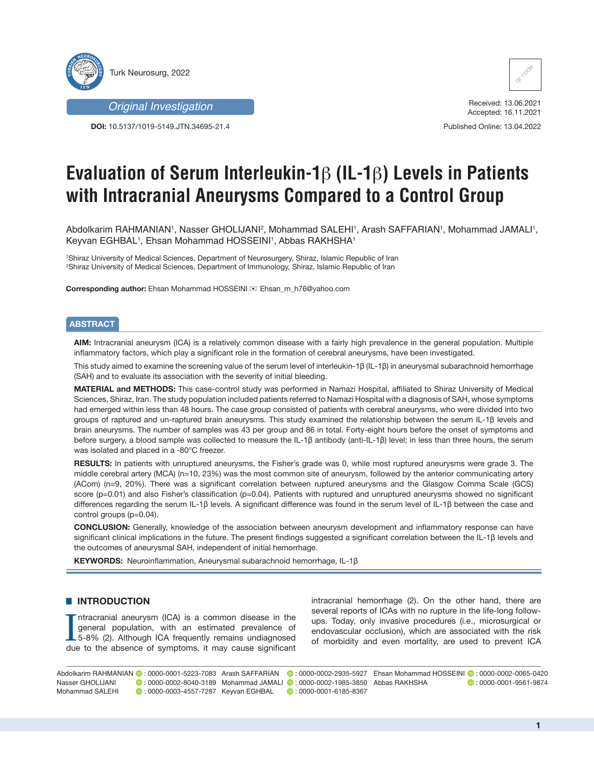Turk Neurosurg, 2022

*Original Investigation*

**DOI:** 10.5137/1019-5149.JTN.34695-21.4

Received: 13.06.2021
Accepted: 16.11.2021

Published Online: 13.04.2022

# Evaluation of Serum Interleukin-1β (IL-1β) Levels in Patients with Intracranial Aneurysms Compared to a Control Group

Abdolkarim RAHMANIAN[1], Nasser GHOLIJANI[2], Mohammad SALEHI[1], Arash SAFFARIAN[1], Mohammad JAMALI[1], Keyvan EGHBAL[1], Ehsan Mohammad HOSSEINI[1], Abbas RAKHSHA[1]

[1]Shiraz University of Medical Sciences, Department of Neurosurgery, Shiraz, Islamic Republic of Iran
[2]Shiraz University of Medical Sciences, Department of Immunology, Shiraz, Islamic Republic of Iran

**Corresponding author:** Ehsan Mohammad HOSSEINI ✉ Ehsan_m_h76@yahoo.com

## ABSTRACT

**AIM:** Intracranial aneurysm (ICA) is a relatively common disease with a fairly high prevalence in the general population. Multiple inflammatory factors, which play a significant role in the formation of cerebral aneurysms, have been investigated.

This study aimed to examine the screening value of the serum level of interleukin-1β (IL-1β) in aneurysmal subarachnoid hemorrhage (SAH) and to evaluate its association with the severity of initial bleeding.

**MATERIAL and METHODS:** This case-control study was performed in Namazi Hospital, affiliated to Shiraz University of Medical Sciences, Shiraz, Iran. The study population included patients referred to Namazi Hospital with a diagnosis of SAH, whose symptoms had emerged within less than 48 hours. The case group consisted of patients with cerebral aneurysms, who were divided into two groups of raptured and un-raptured brain aneurysms. This study examined the relationship between the serum IL-1β levels and brain aneurysms. The number of samples was 43 per group and 86 in total. Forty-eight hours before the onset of symptoms and before surgery, a blood sample was collected to measure the IL-1β antibody (anti-IL-1β) level; in less than three hours, the serum was isolated and placed in a -80°C freezer.

**RESULTS:** In patients with unruptured aneurysms, the Fisher's grade was 0, while most ruptured aneurysms were grade 3. The middle cerebral artery (MCA) (n=10, 23%) was the most common site of aneurysm, followed by the anterior communicating artery (ACom) (n=9, 20%). There was a significant correlation between ruptured aneurysms and the Glasgow Comma Scale (GCS) score (p=0.01) and also Fisher's classification (p=0.04). Patients with ruptured and unruptured aneurysms showed no significant differences regarding the serum IL-1β levels. A significant difference was found in the serum level of IL-1β between the case and control groups (p=0.04).

**CONCLUSION:** Generally, knowledge of the association between aneurysm development and inflammatory response can have significant clinical implications in the future. The present findings suggested a significant correlation between the IL-1β levels and the outcomes of aneurysmal SAH, independent of initial hemorrhage.

**KEYWORDS:** Neuroinflammation, Aneurysmal subarachnoid hemorrhage, IL-1β

## INTRODUCTION

Intracranial aneurysm (ICA) is a common disease in the general population, with an estimated prevalence of 5-8% (2). Although ICA frequently remains undiagnosed due to the absence of symptoms, it may cause significant intracranial hemorrhage (2). On the other hand, there are several reports of ICAs with no rupture in the life-long follow-ups. Today, only invasive procedures (i.e., microsurgical or endovascular occlusion), which are associated with the risk of morbidity and even mortality, are used to prevent ICA

Abdolkarim RAHMANIAN : 0000-0001-5223-7083
Nasser GHOLIJANI : 0000-0002-8040-3189
Mohammad SALEHI : 0000-0003-4557-7287
Arash SAFFARIAN : 0000-0002-2935-5927
Mohammad JAMALI : 0000-0002-1985-3850
Keyvan EGHBAL : 0000-0001-6185-8367
Ehsan Mohammad HOSSEINI : 0000-0002-0065-0420
Abbas RAKHSHA : 0000-0001-9561-9874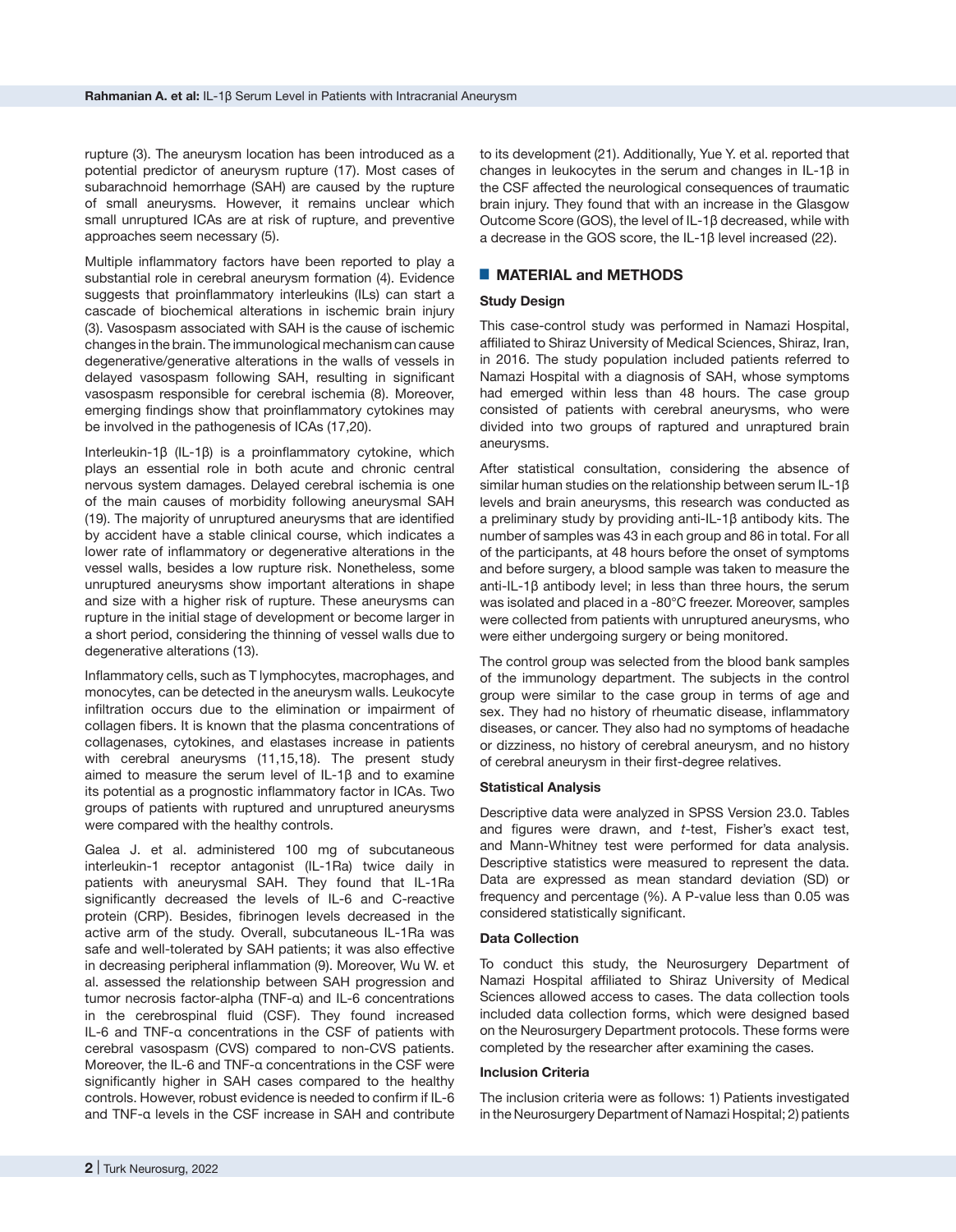rupture (3). The aneurysm location has been introduced as a potential predictor of aneurysm rupture (17). Most cases of subarachnoid hemorrhage (SAH) are caused by the rupture of small aneurysms. However, it remains unclear which small unruptured ICAs are at risk of rupture, and preventive approaches seem necessary (5).

Multiple inflammatory factors have been reported to play a substantial role in cerebral aneurysm formation (4). Evidence suggests that proinflammatory interleukins (ILs) can start a cascade of biochemical alterations in ischemic brain injury (3). Vasospasm associated with SAH is the cause of ischemic changes in the brain. The immunological mechanism can cause degenerative/generative alterations in the walls of vessels in delayed vasospasm following SAH, resulting in significant vasospasm responsible for cerebral ischemia (8). Moreover, emerging findings show that proinflammatory cytokines may be involved in the pathogenesis of ICAs (17,20).

Interleukin-1β (IL-1β) is a proinflammatory cytokine, which plays an essential role in both acute and chronic central nervous system damages. Delayed cerebral ischemia is one of the main causes of morbidity following aneurysmal SAH (19). The majority of unruptured aneurysms that are identified by accident have a stable clinical course, which indicates a lower rate of inflammatory or degenerative alterations in the vessel walls, besides a low rupture risk. Nonetheless, some unruptured aneurysms show important alterations in shape and size with a higher risk of rupture. These aneurysms can rupture in the initial stage of development or become larger in a short period, considering the thinning of vessel walls due to degenerative alterations (13).

Inflammatory cells, such as T lymphocytes, macrophages, and monocytes, can be detected in the aneurysm walls. Leukocyte infiltration occurs due to the elimination or impairment of collagen fibers. It is known that the plasma concentrations of collagenases, cytokines, and elastases increase in patients with cerebral aneurysms (11,15,18). The present study aimed to measure the serum level of IL-1β and to examine its potential as a prognostic inflammatory factor in ICAs. Two groups of patients with ruptured and unruptured aneurysms were compared with the healthy controls.

Galea J. et al. administered 100 mg of subcutaneous interleukin-1 receptor antagonist (IL-1Ra) twice daily in patients with aneurysmal SAH. They found that IL-1Ra significantly decreased the levels of IL-6 and C-reactive protein (CRP). Besides, fibrinogen levels decreased in the active arm of the study. Overall, subcutaneous IL-1Ra was safe and well-tolerated by SAH patients; it was also effective in decreasing peripheral inflammation (9). Moreover, Wu W. et al. assessed the relationship between SAH progression and tumor necrosis factor-alpha (TNF-α) and IL-6 concentrations in the cerebrospinal fluid (CSF). They found increased IL-6 and TNF-α concentrations in the CSF of patients with cerebral vasospasm (CVS) compared to non-CVS patients. Moreover, the IL-6 and TNF-α concentrations in the CSF were significantly higher in SAH cases compared to the healthy controls. However, robust evidence is needed to confirm if IL-6 and TNF-α levels in the CSF increase in SAH and contribute to its development (21). Additionally, Yue Y. et al. reported that changes in leukocytes in the serum and changes in IL-1β in the CSF affected the neurological consequences of traumatic brain injury. They found that with an increase in the Glasgow Outcome Score (GOS), the level of IL-1β decreased, while with a decrease in the GOS score, the IL-1β level increased (22).

## MATERIAL and METHODS

### Study Design

This case-control study was performed in Namazi Hospital, affiliated to Shiraz University of Medical Sciences, Shiraz, Iran, in 2016. The study population included patients referred to Namazi Hospital with a diagnosis of SAH, whose symptoms had emerged within less than 48 hours. The case group consisted of patients with cerebral aneurysms, who were divided into two groups of raptured and unraptured brain aneurysms.

After statistical consultation, considering the absence of similar human studies on the relationship between serum IL-1β levels and brain aneurysms, this research was conducted as a preliminary study by providing anti-IL-1β antibody kits. The number of samples was 43 in each group and 86 in total. For all of the participants, at 48 hours before the onset of symptoms and before surgery, a blood sample was taken to measure the anti-IL-1β antibody level; in less than three hours, the serum was isolated and placed in a -80°C freezer. Moreover, samples were collected from patients with unruptured aneurysms, who were either undergoing surgery or being monitored.

The control group was selected from the blood bank samples of the immunology department. The subjects in the control group were similar to the case group in terms of age and sex. They had no history of rheumatic disease, inflammatory diseases, or cancer. They also had no symptoms of headache or dizziness, no history of cerebral aneurysm, and no history of cerebral aneurysm in their first-degree relatives.

### Statistical Analysis

Descriptive data were analyzed in SPSS Version 23.0. Tables and figures were drawn, and *t*-test, Fisher's exact test, and Mann-Whitney test were performed for data analysis. Descriptive statistics were measured to represent the data. Data are expressed as mean standard deviation (SD) or frequency and percentage (%). A P-value less than 0.05 was considered statistically significant.

### Data Collection

To conduct this study, the Neurosurgery Department of Namazi Hospital affiliated to Shiraz University of Medical Sciences allowed access to cases. The data collection tools included data collection forms, which were designed based on the Neurosurgery Department protocols. These forms were completed by the researcher after examining the cases.

### Inclusion Criteria

The inclusion criteria were as follows: 1) Patients investigated in the Neurosurgery Department of Namazi Hospital; 2) patients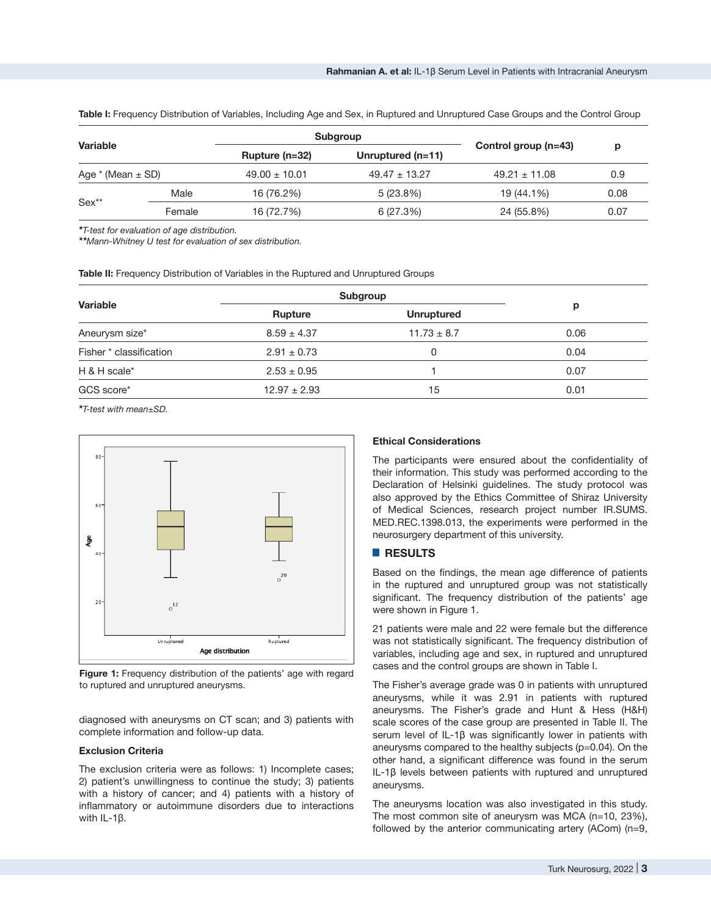**Table I:** Frequency Distribution of Variables, Including Age and Sex, in Ruptured and Unruptured Case Groups and the Control Group

| Variable | | Subgroup | | Control group (n=43) | p |
|---|---|---|---|---|---|
| | | Rupture (n=32) | Unruptured (n=11) | | |
| Age * (Mean ± SD) | | 49.00 ± 10.01 | 49.47 ± 13.27 | 49.21 ± 11.08 | 0.9 |
| Sex** | Male | 16 (76.2%) | 5 (23.8%) | 19 (44.1%) | 0.08 |
| | Female | 16 (72.7%) | 6 (27.3%) | 24 (55.8%) | 0.07 |

**T-test for evaluation of age distribution.*
***Mann-Whitney U test for evaluation of sex distribution.*

**Table II:** Frequency Distribution of Variables in the Ruptured and Unruptured Groups

| Variable | Subgroup | | p |
|---|---|---|---|
| | Rupture | Unruptured | |
| Aneurysm size* | 8.59 ± 4.37 | 11.73 ± 8.7 | 0.06 |
| Fisher * classification | 2.91 ± 0.73 | 0 | 0.04 |
| H & H scale* | 2.53 ± 0.95 | 1 | 0.07 |
| GCS score* | 12.97 ± 2.93 | 15 | 0.01 |

**T-test with mean±SD.*

**Figure 1:** Frequency distribution of the patients' age with regard to ruptured and unruptured aneurysms.

diagnosed with aneurysms on CT scan; and 3) patients with complete information and follow-up data.

### Exclusion Criteria

The exclusion criteria were as follows: 1) Incomplete cases; 2) patient's unwillingness to continue the study; 3) patients with a history of cancer; and 4) patients with a history of inflammatory or autoimmune disorders due to interactions with IL-1β.

### Ethical Considerations

The participants were ensured about the confidentiality of their information. This study was performed according to the Declaration of Helsinki guidelines. The study protocol was also approved by the Ethics Committee of Shiraz University of Medical Sciences, research project number IR.SUMS.MED.REC.1398.013, the experiments were performed in the neurosurgery department of this university.

## RESULTS

Based on the findings, the mean age difference of patients in the ruptured and unruptured group was not statistically significant. The frequency distribution of the patients' age were shown in Figure 1.

21 patients were male and 22 were female but the difference was not statistically significant. The frequency distribution of variables, including age and sex, in ruptured and unruptured cases and the control groups are shown in Table I.

The Fisher's average grade was 0 in patients with unruptured aneurysms, while it was 2.91 in patients with ruptured aneurysms. The Fisher's grade and Hunt & Hess (H&H) scale scores of the case group are presented in Table II. The serum level of IL-1β was significantly lower in patients with aneurysms compared to the healthy subjects (p=0.04). On the other hand, a significant difference was found in the serum IL-1β levels between patients with ruptured and unruptured aneurysms.

The aneurysms location was also investigated in this study. The most common site of aneurysm was MCA (n=10, 23%), followed by the anterior communicating artery (ACom) (n=9,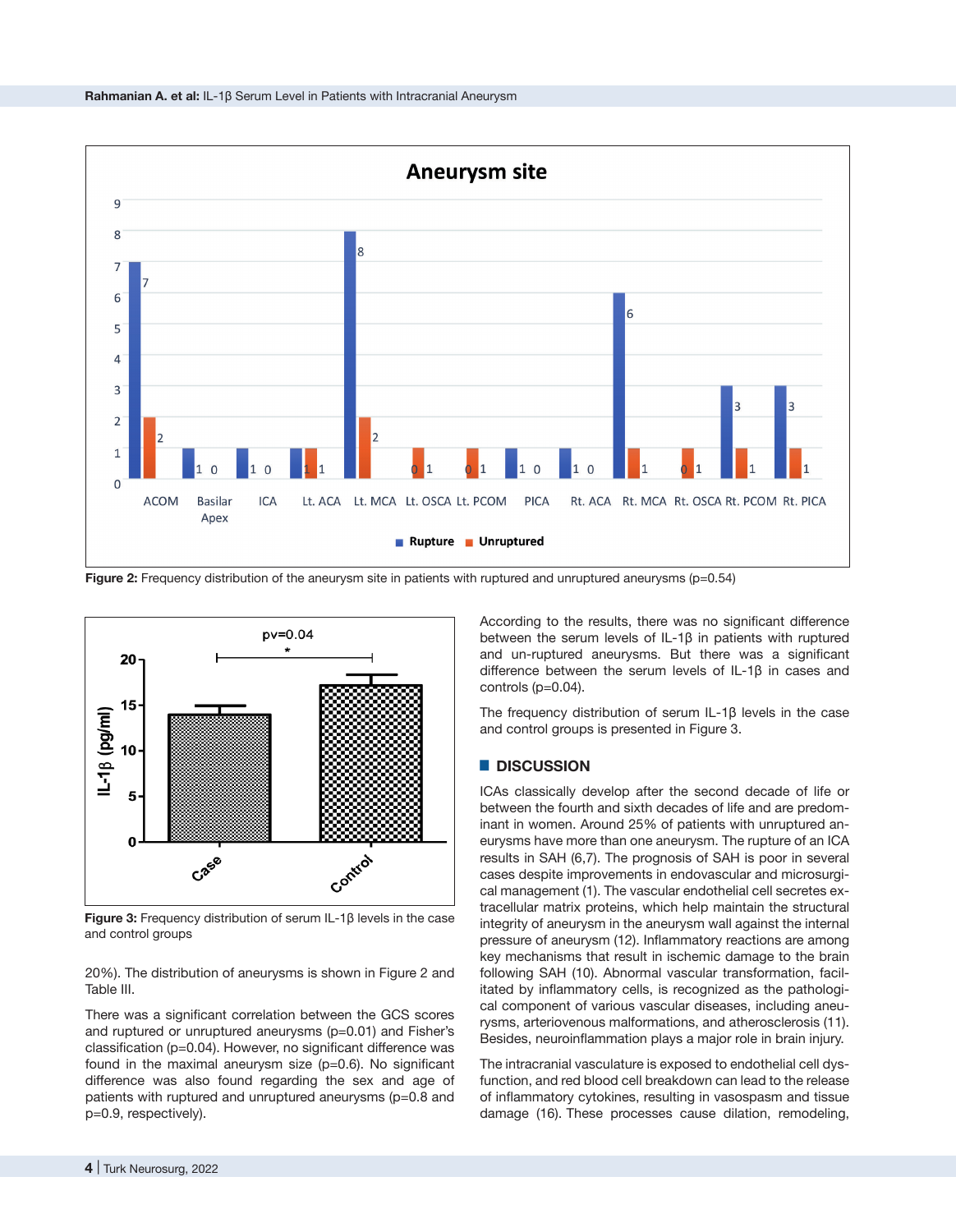Figure 2: Frequency distribution of the aneurysm site in patients with ruptured and unruptured aneurysms (p=0.54)

Figure 3: Frequency distribution of serum IL-1β levels in the case and control groups

20%). The distribution of aneurysms is shown in Figure 2 and Table III.

There was a significant correlation between the GCS scores and ruptured or unruptured aneurysms (p=0.01) and Fisher's classification (p=0.04). However, no significant difference was found in the maximal aneurysm size (p=0.6). No significant difference was also found regarding the sex and age of patients with ruptured and unruptured aneurysms (p=0.8 and p=0.9, respectively).

According to the results, there was no significant difference between the serum levels of IL-1β in patients with ruptured and un-ruptured aneurysms. But there was a significant difference between the serum levels of IL-1β in cases and controls (p=0.04).

The frequency distribution of serum IL-1β levels in the case and control groups is presented in Figure 3.

## DISCUSSION

ICAs classically develop after the second decade of life or between the fourth and sixth decades of life and are predominant in women. Around 25% of patients with unruptured aneurysms have more than one aneurysm. The rupture of an ICA results in SAH (6,7). The prognosis of SAH is poor in several cases despite improvements in endovascular and microsurgical management (1). The vascular endothelial cell secretes extracellular matrix proteins, which help maintain the structural integrity of aneurysm in the aneurysm wall against the internal pressure of aneurysm (12). Inflammatory reactions are among key mechanisms that result in ischemic damage to the brain following SAH (10). Abnormal vascular transformation, facilitated by inflammatory cells, is recognized as the pathological component of various vascular diseases, including aneurysms, arteriovenous malformations, and atherosclerosis (11). Besides, neuroinflammation plays a major role in brain injury.

The intracranial vasculature is exposed to endothelial cell dysfunction, and red blood cell breakdown can lead to the release of inflammatory cytokines, resulting in vasospasm and tissue damage (16). These processes cause dilation, remodeling,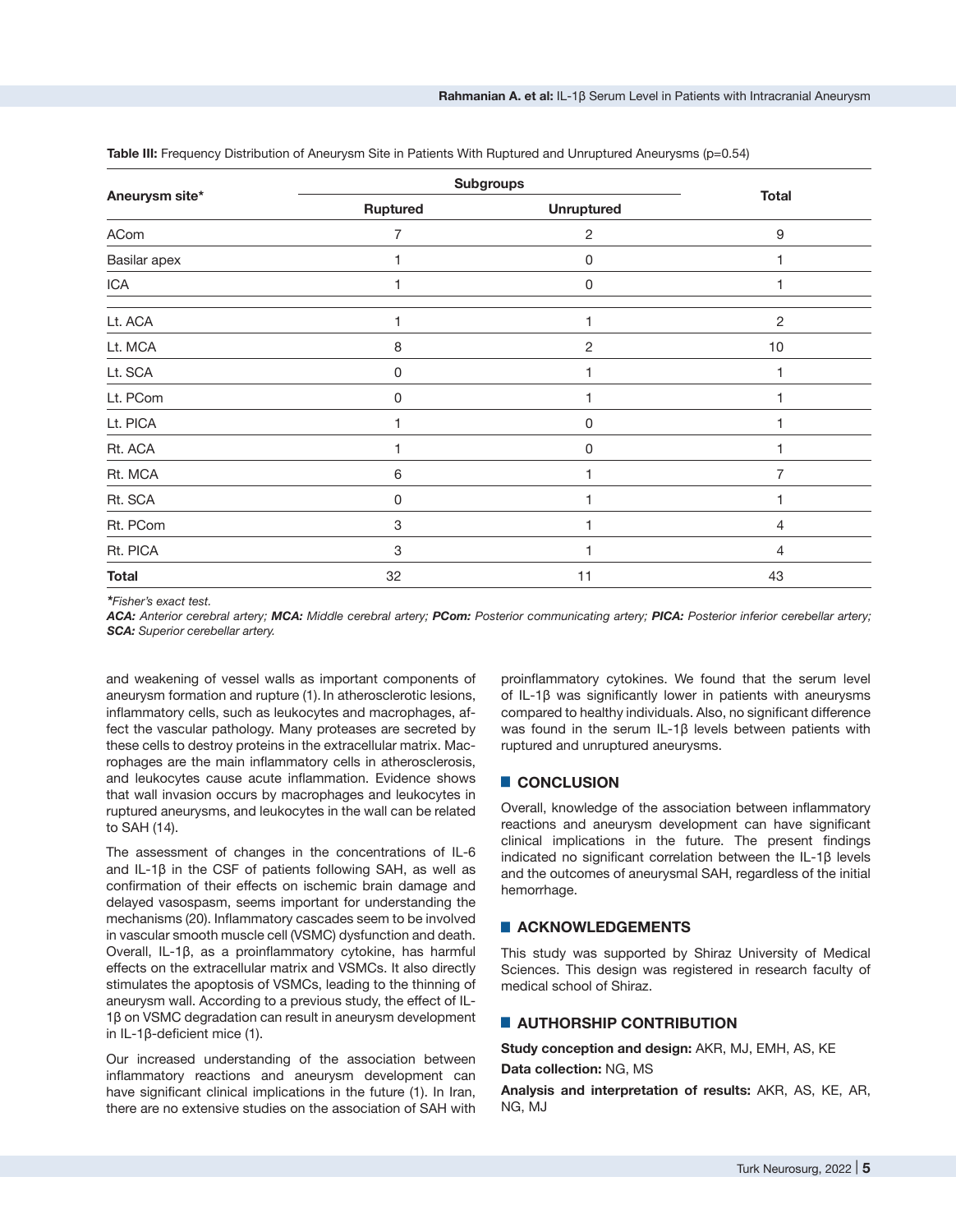**Table III:** Frequency Distribution of Aneurysm Site in Patients With Ruptured and Unruptured Aneurysms (p=0.54)

| Aneurysm site* | Subgroups | | Total |
|---|---|---|---|
| | Ruptured | Unruptured | |
| ACom | 7 | 2 | 9 |
| Basilar apex | 1 | 0 | 1 |
| ICA | 1 | 0 | 1 |
| Lt. ACA | 1 | 1 | 2 |
| Lt. MCA | 8 | 2 | 10 |
| Lt. SCA | 0 | 1 | 1 |
| Lt. PCom | 0 | 1 | 1 |
| Lt. PICA | 1 | 0 | 1 |
| Rt. ACA | 1 | 0 | 1 |
| Rt. MCA | 6 | 1 | 7 |
| Rt. SCA | 0 | 1 | 1 |
| Rt. PCom | 3 | 1 | 4 |
| Rt. PICA | 3 | 1 | 4 |
| **Total** | 32 | 11 | 43 |

***Fisher's exact test.**

***ACA:** Anterior cerebral artery; **MCA:** Middle cerebral artery; **PCom:** Posterior communicating artery; **PICA:** Posterior inferior cerebellar artery; **SCA:** Superior cerebellar artery.*

and weakening of vessel walls as important components of aneurysm formation and rupture (1). In atherosclerotic lesions, inflammatory cells, such as leukocytes and macrophages, affect the vascular pathology. Many proteases are secreted by these cells to destroy proteins in the extracellular matrix. Macrophages are the main inflammatory cells in atherosclerosis, and leukocytes cause acute inflammation. Evidence shows that wall invasion occurs by macrophages and leukocytes in ruptured aneurysms, and leukocytes in the wall can be related to SAH (14).

The assessment of changes in the concentrations of IL-6 and IL-1β in the CSF of patients following SAH, as well as confirmation of their effects on ischemic brain damage and delayed vasospasm, seems important for understanding the mechanisms (20). Inflammatory cascades seem to be involved in vascular smooth muscle cell (VSMC) dysfunction and death. Overall, IL-1β, as a proinflammatory cytokine, has harmful effects on the extracellular matrix and VSMCs. It also directly stimulates the apoptosis of VSMCs, leading to the thinning of aneurysm wall. According to a previous study, the effect of IL-1β on VSMC degradation can result in aneurysm development in IL-1β-deficient mice (1).

Our increased understanding of the association between inflammatory reactions and aneurysm development can have significant clinical implications in the future (1). In Iran, there are no extensive studies on the association of SAH with proinflammatory cytokines. We found that the serum level of IL-1β was significantly lower in patients with aneurysms compared to healthy individuals. Also, no significant difference was found in the serum IL-1β levels between patients with ruptured and unruptured aneurysms.

## CONCLUSION

Overall, knowledge of the association between inflammatory reactions and aneurysm development can have significant clinical implications in the future. The present findings indicated no significant correlation between the IL-1β levels and the outcomes of aneurysmal SAH, regardless of the initial hemorrhage.

## ACKNOWLEDGEMENTS

This study was supported by Shiraz University of Medical Sciences. This design was registered in research faculty of medical school of Shiraz.

## AUTHORSHIP CONTRIBUTION

**Study conception and design:** AKR, MJ, EMH, AS, KE

**Data collection:** NG, MS

**Analysis and interpretation of results:** AKR, AS, KE, AR, NG, MJ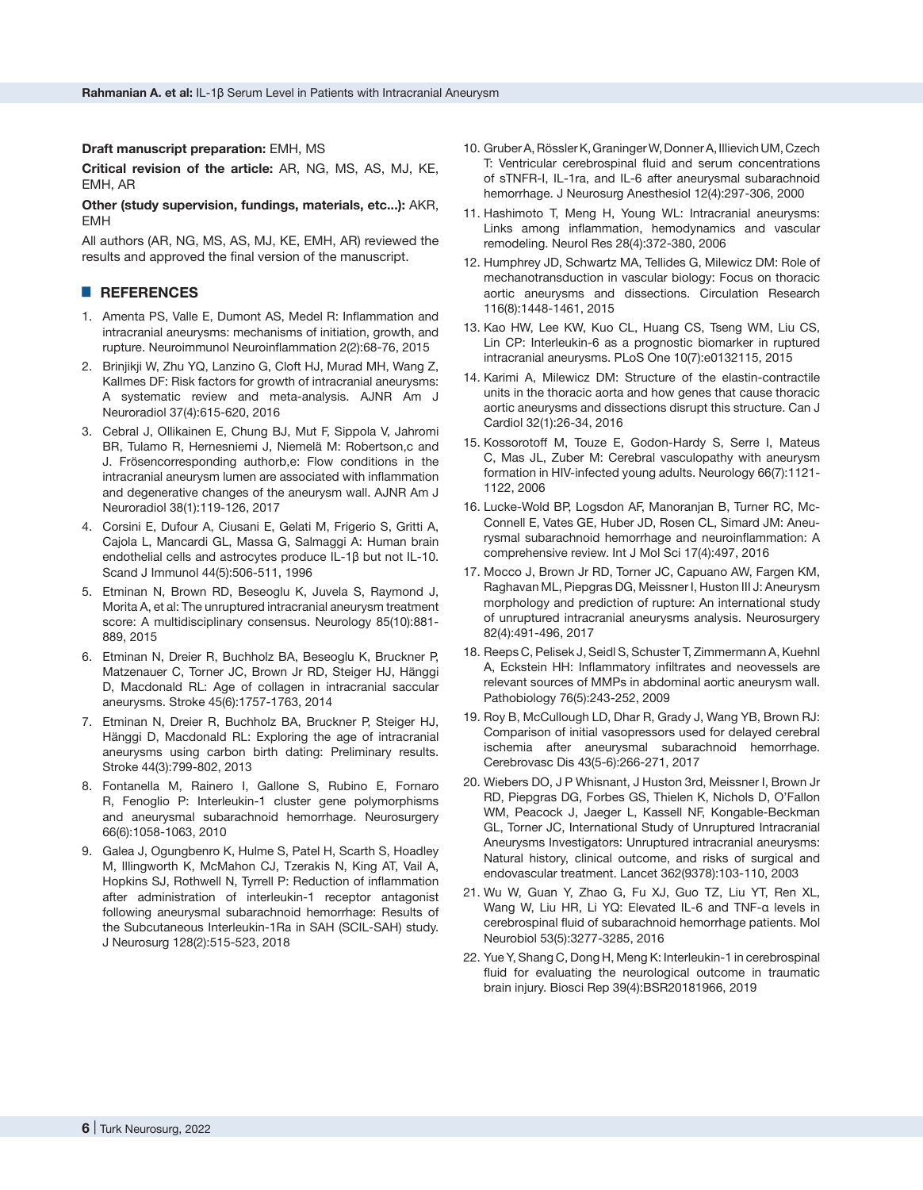**Draft manuscript preparation:** EMH, MS

**Critical revision of the article:** AR, NG, MS, AS, MJ, KE, EMH, AR

**Other (study supervision, fundings, materials, etc...):** AKR, EMH

All authors (AR, NG, MS, AS, MJ, KE, EMH, AR) reviewed the results and approved the final version of the manuscript.

## REFERENCES

1. Amenta PS, Valle E, Dumont AS, Medel R: Inflammation and intracranial aneurysms: mechanisms of initiation, growth, and rupture. Neuroimmunol Neuroinflammation 2(2):68-76, 2015
2. Brinjikji W, Zhu YQ, Lanzino G, Cloft HJ, Murad MH, Wang Z, Kallmes DF: Risk factors for growth of intracranial aneurysms: A systematic review and meta-analysis. AJNR Am J Neuroradiol 37(4):615-620, 2016
3. Cebral J, Ollikainen E, Chung BJ, Mut F, Sippola V, Jahromi BR, Tulamo R, Hernesniemi J, Niemelä M: Robertson,c and J. Frösencorresponding authorb,e: Flow conditions in the intracranial aneurysm lumen are associated with inflammation and degenerative changes of the aneurysm wall. AJNR Am J Neuroradiol 38(1):119-126, 2017
4. Corsini E, Dufour A, Ciusani E, Gelati M, Frigerio S, Gritti A, Cajola L, Mancardi GL, Massa G, Salmaggi A: Human brain endothelial cells and astrocytes produce IL-1β but not IL-10. Scand J Immunol 44(5):506-511, 1996
5. Etminan N, Brown RD, Beseoglu K, Juvela S, Raymond J, Morita A, et al: The unruptured intracranial aneurysm treatment score: A multidisciplinary consensus. Neurology 85(10):881-889, 2015
6. Etminan N, Dreier R, Buchholz BA, Beseoglu K, Bruckner P, Matzenauer C, Torner JC, Brown Jr RD, Steiger HJ, Hänggi D, Macdonald RL: Age of collagen in intracranial saccular aneurysms. Stroke 45(6):1757-1763, 2014
7. Etminan N, Dreier R, Buchholz BA, Bruckner P, Steiger HJ, Hänggi D, Macdonald RL: Exploring the age of intracranial aneurysms using carbon birth dating: Preliminary results. Stroke 44(3):799-802, 2013
8. Fontanella M, Rainero I, Gallone S, Rubino E, Fornaro R, Fenoglio P: Interleukin-1 cluster gene polymorphisms and aneurysmal subarachnoid hemorrhage. Neurosurgery 66(6):1058-1063, 2010
9. Galea J, Ogungbenro K, Hulme S, Patel H, Scarth S, Hoadley M, Illingworth K, McMahon CJ, Tzerakis N, King AT, Vail A, Hopkins SJ, Rothwell N, Tyrrell P: Reduction of inflammation after administration of interleukin-1 receptor antagonist following aneurysmal subarachnoid hemorrhage: Results of the Subcutaneous Interleukin-1Ra in SAH (SCIL-SAH) study. J Neurosurg 128(2):515-523, 2018
10. Gruber A, Rössler K, Graninger W, Donner A, Illievich UM, Czech T: Ventricular cerebrospinal fluid and serum concentrations of sTNFR-I, IL-1ra, and IL-6 after aneurysmal subarachnoid hemorrhage. J Neurosurg Anesthesiol 12(4):297-306, 2000
11. Hashimoto T, Meng H, Young WL: Intracranial aneurysms: Links among inflammation, hemodynamics and vascular remodeling. Neurol Res 28(4):372-380, 2006
12. Humphrey JD, Schwartz MA, Tellides G, Milewicz DM: Role of mechanotransduction in vascular biology: Focus on thoracic aortic aneurysms and dissections. Circulation Research 116(8):1448-1461, 2015
13. Kao HW, Lee KW, Kuo CL, Huang CS, Tseng WM, Liu CS, Lin CP: Interleukin-6 as a prognostic biomarker in ruptured intracranial aneurysms. PLoS One 10(7):e0132115, 2015
14. Karimi A, Milewicz DM: Structure of the elastin-contractile units in the thoracic aorta and how genes that cause thoracic aortic aneurysms and dissections disrupt this structure. Can J Cardiol 32(1):26-34, 2016
15. Kossorotoff M, Touze E, Godon-Hardy S, Serre I, Mateus C, Mas JL, Zuber M: Cerebral vasculopathy with aneurysm formation in HIV-infected young adults. Neurology 66(7):1121-1122, 2006
16. Lucke-Wold BP, Logsdon AF, Manoranjan B, Turner RC, McConnell E, Vates GE, Huber JD, Rosen CL, Simard JM: Aneurysmal subarachnoid hemorrhage and neuroinflammation: A comprehensive review. Int J Mol Sci 17(4):497, 2016
17. Mocco J, Brown Jr RD, Torner JC, Capuano AW, Fargen KM, Raghavan ML, Piepgras DG, Meissner I, Huston III J: Aneurysm morphology and prediction of rupture: An international study of unruptured intracranial aneurysms analysis. Neurosurgery 82(4):491-496, 2017
18. Reeps C, Pelisek J, Seidl S, Schuster T, Zimmermann A, Kuehnl A, Eckstein HH: Inflammatory infiltrates and neovessels are relevant sources of MMPs in abdominal aortic aneurysm wall. Pathobiology 76(5):243-252, 2009
19. Roy B, McCullough LD, Dhar R, Grady J, Wang YB, Brown RJ: Comparison of initial vasopressors used for delayed cerebral ischemia after aneurysmal subarachnoid hemorrhage. Cerebrovasc Dis 43(5-6):266-271, 2017
20. Wiebers DO, J P Whisnant, J Huston 3rd, Meissner I, Brown Jr RD, Piepgras DG, Forbes GS, Thielen K, Nichols D, O'Fallon WM, Peacock J, Jaeger L, Kassell NF, Kongable-Beckman GL, Torner JC, International Study of Unruptured Intracranial Aneurysms Investigators: Unruptured intracranial aneurysms: Natural history, clinical outcome, and risks of surgical and endovascular treatment. Lancet 362(9378):103-110, 2003
21. Wu W, Guan Y, Zhao G, Fu XJ, Guo TZ, Liu YT, Ren XL, Wang W, Liu HR, Li YQ: Elevated IL-6 and TNF-α levels in cerebrospinal fluid of subarachnoid hemorrhage patients. Mol Neurobiol 53(5):3277-3285, 2016
22. Yue Y, Shang C, Dong H, Meng K: Interleukin-1 in cerebrospinal fluid for evaluating the neurological outcome in traumatic brain injury. Biosci Rep 39(4):BSR20181966, 2019